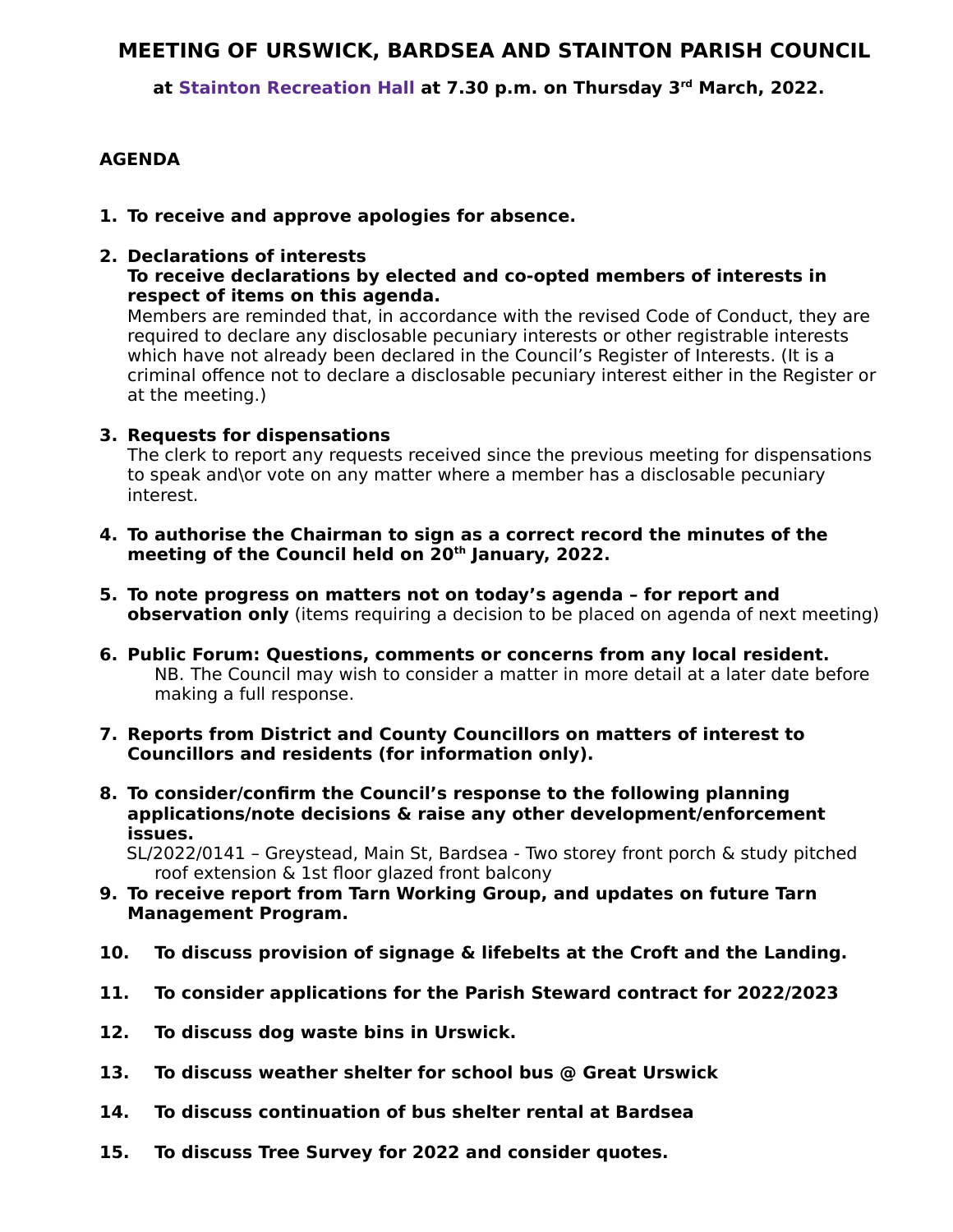# MEETING OF URSWICK, BARDSEA AND STAINTON PARISH COUNCIL

**at Stainton Recreation Hall at 7.30 p.m. on Thursday 3rd March, 2022.**

**AGENDA**

1. **To receive and approve apologies for absence.**

2. **Declarations of interests**
   **To receive declarations by elected and co-opted members of interests in respect of items on this agenda.**
   Members are reminded that, in accordance with the revised Code of Conduct, they are required to declare any disclosable pecuniary interests or other registrable interests which have not already been declared in the Council's Register of Interests. (It is a criminal offence not to declare a disclosable pecuniary interest either in the Register or at the meeting.)

3. **Requests for dispensations**
   The clerk to report any requests received since the previous meeting for dispensations to speak and\or vote on any matter where a member has a disclosable pecuniary interest.

4. **To authorise the Chairman to sign as a correct record the minutes of the meeting of the Council held on 20th January, 2022.**

5. **To note progress on matters not on today's agenda – for report and observation only** (items requiring a decision to be placed on agenda of next meeting)

6. **Public Forum: Questions, comments or concerns from any local resident.**
   NB. The Council may wish to consider a matter in more detail at a later date before making a full response.

7. **Reports from District and County Councillors on matters of interest to Councillors and residents (for information only).**

8. **To consider/confirm the Council's response to the following planning applications/note decisions & raise any other development/enforcement issues.**
   SL/2022/0141 – Greystead, Main St, Bardsea - Two storey front porch & study pitched roof extension & 1st floor glazed front balcony

9. **To receive report from Tarn Working Group, and updates on future Tarn Management Program.**

10. **To discuss provision of signage & lifebelts at the Croft and the Landing.**

11. **To consider applications for the Parish Steward contract for 2022/2023**

12. **To discuss dog waste bins in Urswick.**

13. **To discuss weather shelter for school bus @ Great Urswick**

14. **To discuss continuation of bus shelter rental at Bardsea**

15. **To discuss Tree Survey for 2022 and consider quotes.**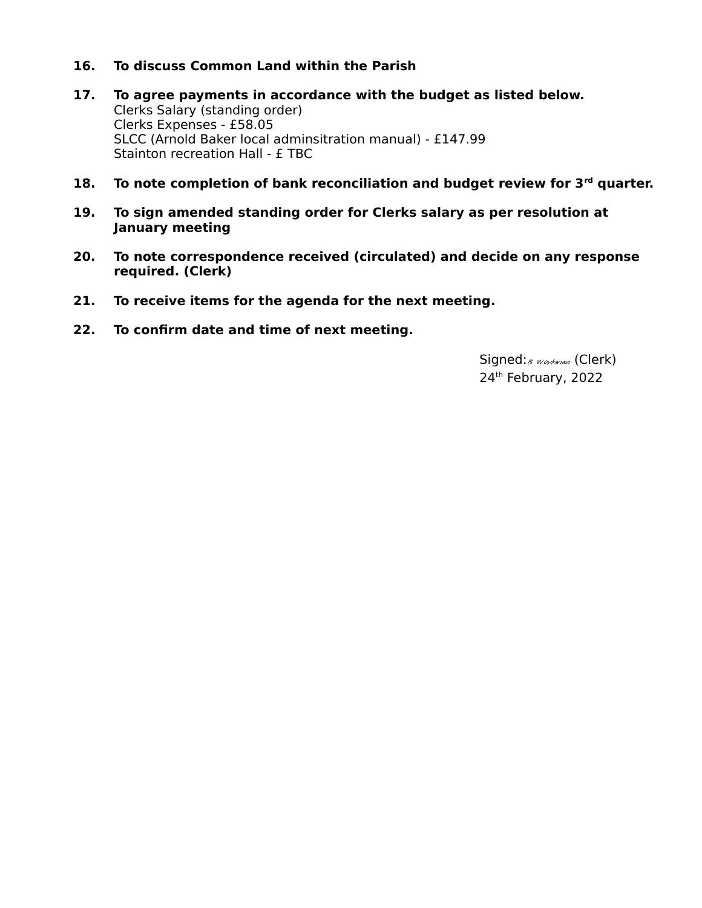16. **To discuss Common Land within the Parish**

17. **To agree payments in accordance with the budget as listed below.**
    Clerks Salary (standing order)
    Clerks Expenses - £58.05
    SLCC (Arnold Baker local adminsitration manual) - £147.99
    Stainton recreation Hall - £ TBC

18. **To note completion of bank reconciliation and budget review for 3rd quarter.**

19. **To sign amended standing order for Clerks salary as per resolution at January meeting**

20. **To note correspondence received (circulated) and decide on any response required. (Clerk)**

21. **To receive items for the agenda for the next meeting.**

22. **To confirm date and time of next meeting.**

Signed: *B Workman* (Clerk)
24th February, 2022